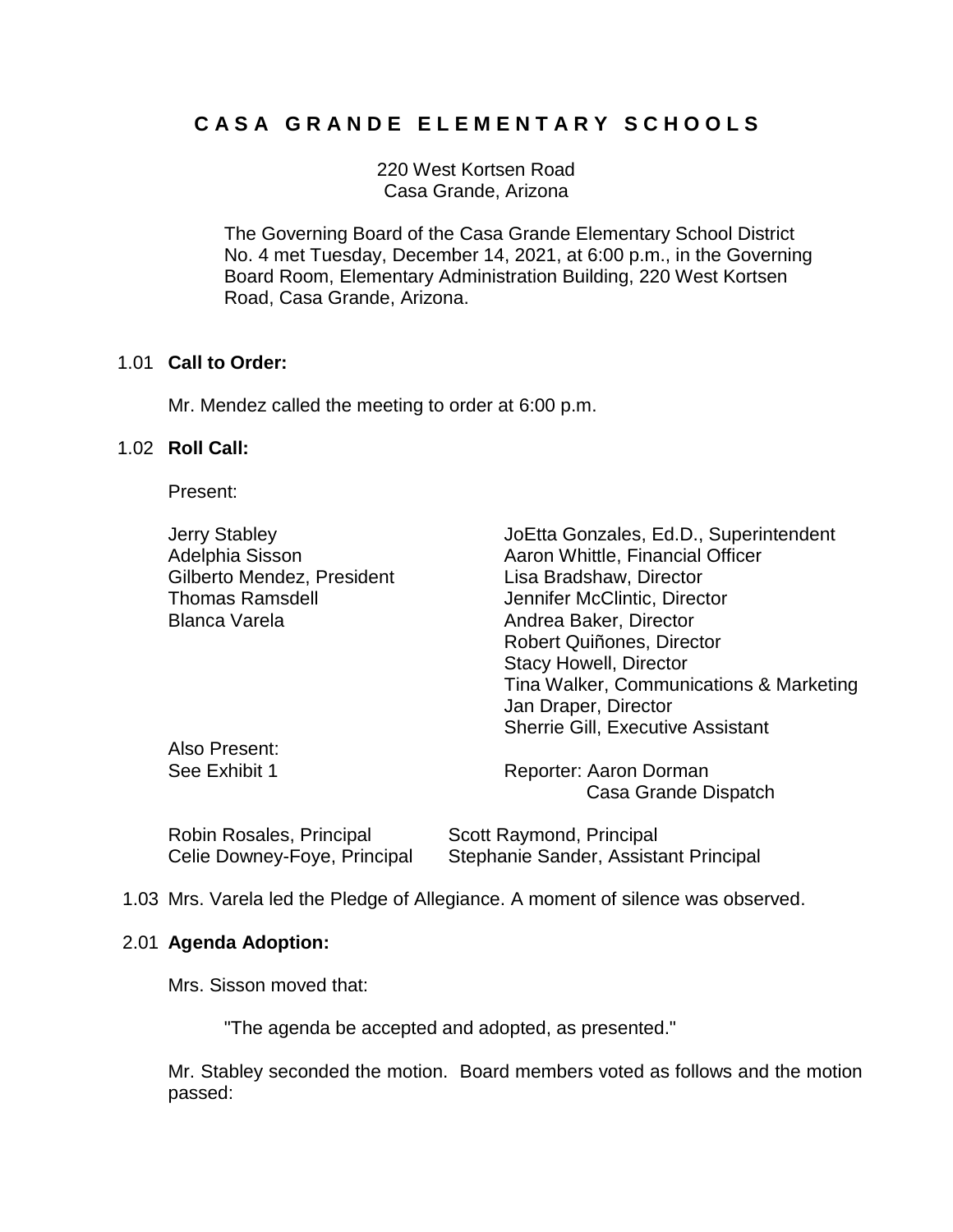# CASA GRANDE ELEMENTARY SCHOOLS

220 West Kortsen Road
Casa Grande, Arizona

The Governing Board of the Casa Grande Elementary School District No. 4 met Tuesday, December 14, 2021, at 6:00 p.m., in the Governing Board Room, Elementary Administration Building, 220 West Kortsen Road, Casa Grande, Arizona.

1.01 **Call to Order:**

Mr. Mendez called the meeting to order at 6:00 p.m.

1.02 **Roll Call:**

Present:

| | |
|---|---|
| Jerry Stabley | JoEtta Gonzales, Ed.D., Superintendent |
| Adelphia Sisson | Aaron Whittle, Financial Officer |
| Gilberto Mendez, President | Lisa Bradshaw, Director |
| Thomas Ramsdell | Jennifer McClintic, Director |
| Blanca Varela | Andrea Baker, Director |
| | Robert Quiñones, Director |
| | Stacy Howell, Director |
| | Tina Walker, Communications & Marketing |
| | Jan Draper, Director |
| | Sherrie Gill, Executive Assistant |
| Also Present: | |
| See Exhibit 1 | Reporter: Aaron Dorman, Casa Grande Dispatch |

| | |
|---|---|
| Robin Rosales, Principal | Scott Raymond, Principal |
| Celie Downey-Foye, Principal | Stephanie Sander, Assistant Principal |

1.03 Mrs. Varela led the Pledge of Allegiance. A moment of silence was observed.

2.01 **Agenda Adoption:**

Mrs. Sisson moved that:

"The agenda be accepted and adopted, as presented."

Mr. Stabley seconded the motion. Board members voted as follows and the motion passed: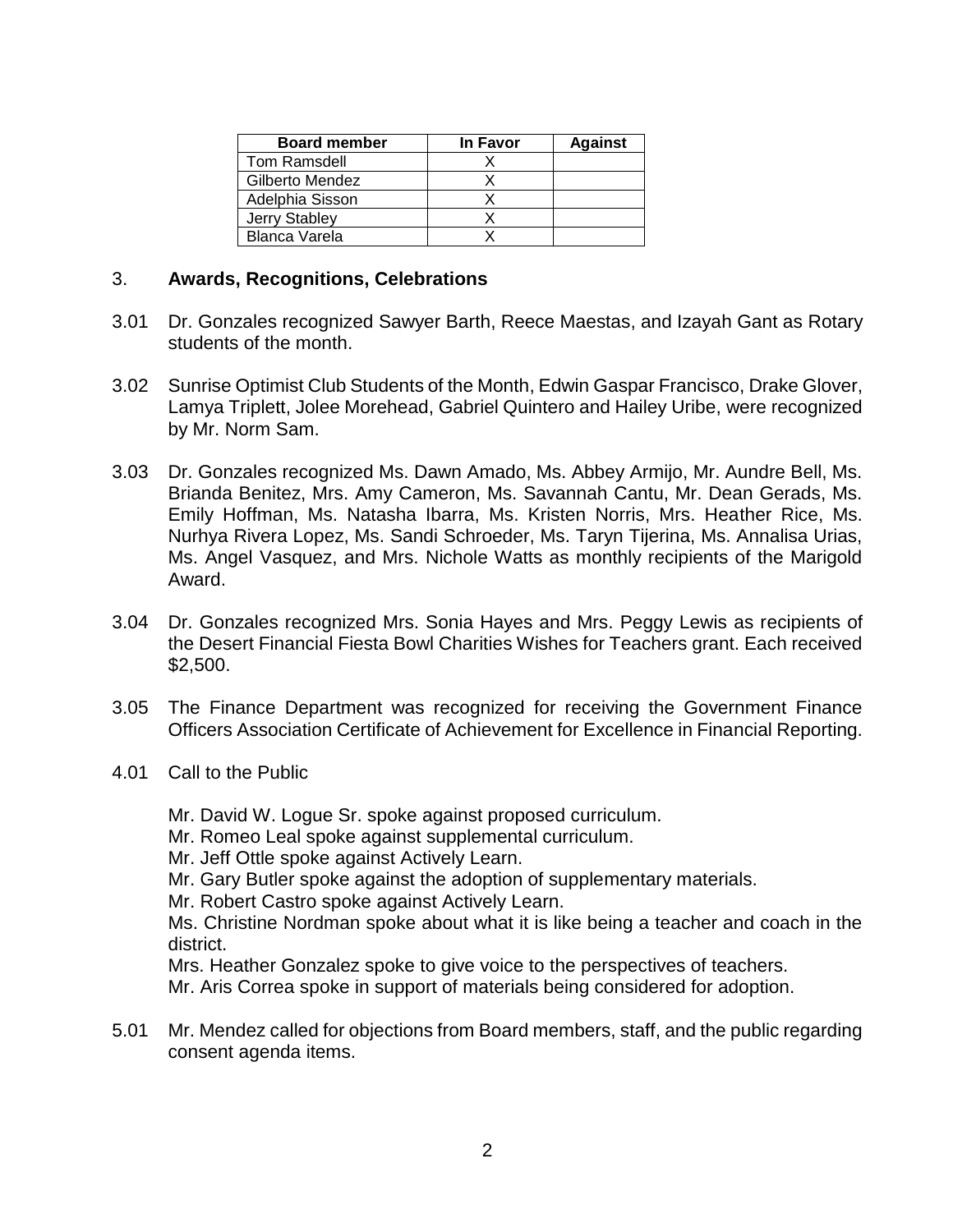| Board member | In Favor | Against |
|---|---|---|
| Tom Ramsdell | X | |
| Gilberto Mendez | X | |
| Adelphia Sisson | X | |
| Jerry Stabley | X | |
| Blanca Varela | X | |

3. **Awards, Recognitions, Celebrations**

3.01 Dr. Gonzales recognized Sawyer Barth, Reece Maestas, and Izayah Gant as Rotary students of the month.

3.02 Sunrise Optimist Club Students of the Month, Edwin Gaspar Francisco, Drake Glover, Lamya Triplett, Jolee Morehead, Gabriel Quintero and Hailey Uribe, were recognized by Mr. Norm Sam.

3.03 Dr. Gonzales recognized Ms. Dawn Amado, Ms. Abbey Armijo, Mr. Aundre Bell, Ms. Brianda Benitez, Mrs. Amy Cameron, Ms. Savannah Cantu, Mr. Dean Gerads, Ms. Emily Hoffman, Ms. Natasha Ibarra, Ms. Kristen Norris, Mrs. Heather Rice, Ms. Nurhya Rivera Lopez, Ms. Sandi Schroeder, Ms. Taryn Tijerina, Ms. Annalisa Urias, Ms. Angel Vasquez, and Mrs. Nichole Watts as monthly recipients of the Marigold Award.

3.04 Dr. Gonzales recognized Mrs. Sonia Hayes and Mrs. Peggy Lewis as recipients of the Desert Financial Fiesta Bowl Charities Wishes for Teachers grant. Each received $2,500.

3.05 The Finance Department was recognized for receiving the Government Finance Officers Association Certificate of Achievement for Excellence in Financial Reporting.

4.01 Call to the Public

Mr. David W. Logue Sr. spoke against proposed curriculum.
Mr. Romeo Leal spoke against supplemental curriculum.
Mr. Jeff Ottle spoke against Actively Learn.
Mr. Gary Butler spoke against the adoption of supplementary materials.
Mr. Robert Castro spoke against Actively Learn.
Ms. Christine Nordman spoke about what it is like being a teacher and coach in the district.
Mrs. Heather Gonzalez spoke to give voice to the perspectives of teachers.
Mr. Aris Correa spoke in support of materials being considered for adoption.

5.01 Mr. Mendez called for objections from Board members, staff, and the public regarding consent agenda items.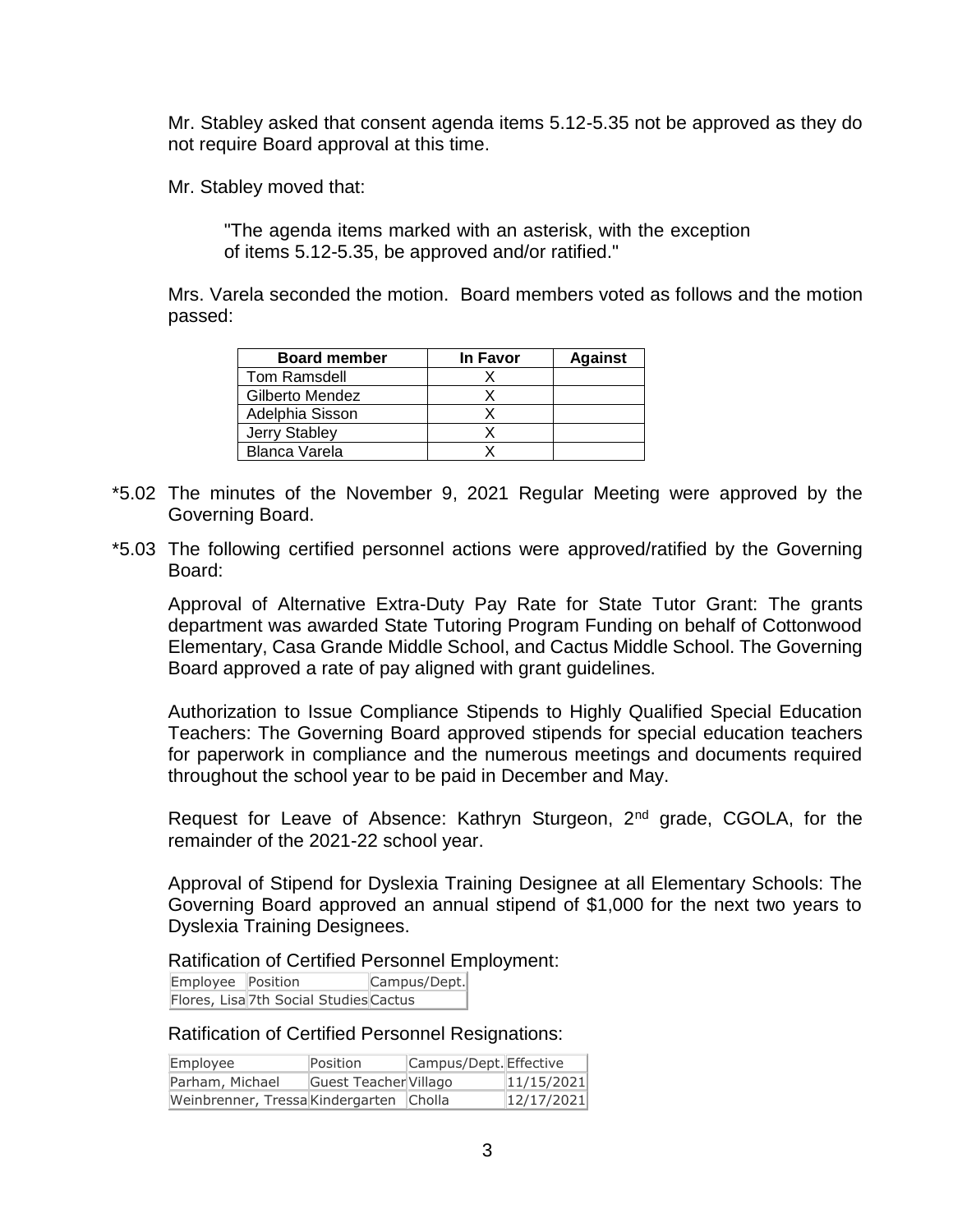Mr. Stabley asked that consent agenda items 5.12-5.35 not be approved as they do not require Board approval at this time.

Mr. Stabley moved that:

> "The agenda items marked with an asterisk, with the exception of items 5.12-5.35, be approved and/or ratified."

Mrs. Varela seconded the motion. Board members voted as follows and the motion passed:

| Board member | In Favor | Against |
|---|---|---|
| Tom Ramsdell | X | |
| Gilberto Mendez | X | |
| Adelphia Sisson | X | |
| Jerry Stabley | X | |
| Blanca Varela | X | |

*5.02 The minutes of the November 9, 2021 Regular Meeting were approved by the Governing Board.

*5.03 The following certified personnel actions were approved/ratified by the Governing Board:

Approval of Alternative Extra-Duty Pay Rate for State Tutor Grant: The grants department was awarded State Tutoring Program Funding on behalf of Cottonwood Elementary, Casa Grande Middle School, and Cactus Middle School. The Governing Board approved a rate of pay aligned with grant guidelines.

Authorization to Issue Compliance Stipends to Highly Qualified Special Education Teachers: The Governing Board approved stipends for special education teachers for paperwork in compliance and the numerous meetings and documents required throughout the school year to be paid in December and May.

Request for Leave of Absence: Kathryn Sturgeon, 2nd grade, CGOLA, for the remainder of the 2021-22 school year.

Approval of Stipend for Dyslexia Training Designee at all Elementary Schools: The Governing Board approved an annual stipend of $1,000 for the next two years to Dyslexia Training Designees.

Ratification of Certified Personnel Employment:

| Employee | Position | Campus/Dept. |
|---|---|---|
| Flores, Lisa | 7th Social Studies | Cactus |

Ratification of Certified Personnel Resignations:

| Employee | Position | Campus/Dept. | Effective |
|---|---|---|---|
| Parham, Michael | Guest Teacher | Villago | 11/15/2021 |
| Weinbrenner, Tressa | Kindergarten | Cholla | 12/17/2021 |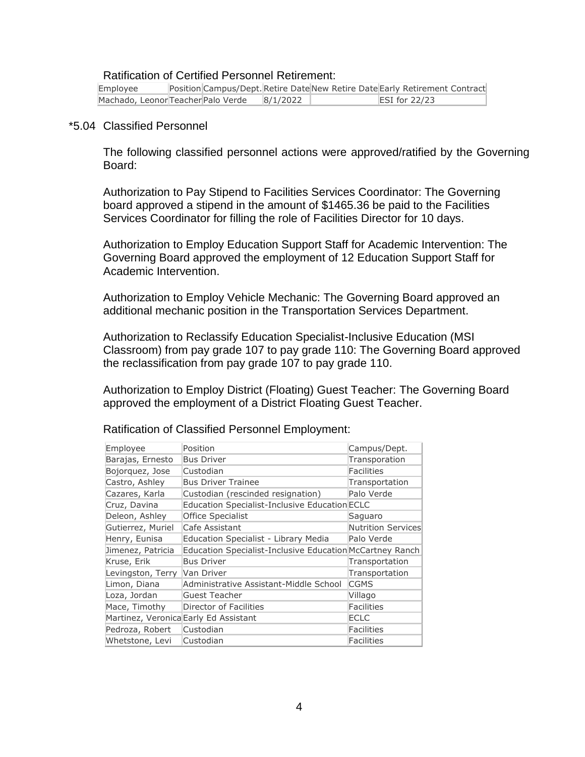Ratification of Certified Personnel Retirement:

| Employee | Position | Campus/Dept. | Retire Date | New Retire Date | Early Retirement Contract |
|---|---|---|---|---|---|
| Machado, Leonor | Teacher | Palo Verde | 8/1/2022 | | ESI for 22/23 |

*5.04 Classified Personnel

The following classified personnel actions were approved/ratified by the Governing Board:

Authorization to Pay Stipend to Facilities Services Coordinator: The Governing board approved a stipend in the amount of $1465.36 be paid to the Facilities Services Coordinator for filling the role of Facilities Director for 10 days.

Authorization to Employ Education Support Staff for Academic Intervention: The Governing Board approved the employment of 12 Education Support Staff for Academic Intervention.

Authorization to Employ Vehicle Mechanic: The Governing Board approved an additional mechanic position in the Transportation Services Department.

Authorization to Reclassify Education Specialist-Inclusive Education (MSI Classroom) from pay grade 107 to pay grade 110: The Governing Board approved the reclassification from pay grade 107 to pay grade 110.

Authorization to Employ District (Floating) Guest Teacher: The Governing Board approved the employment of a District Floating Guest Teacher.

Ratification of Classified Personnel Employment:

| Employee | Position | Campus/Dept. |
|---|---|---|
| Barajas, Ernesto | Bus Driver | Transporation |
| Bojorquez, Jose | Custodian | Facilities |
| Castro, Ashley | Bus Driver Trainee | Transportation |
| Cazares, Karla | Custodian (rescinded resignation) | Palo Verde |
| Cruz, Davina | Education Specialist-Inclusive Education | ECLC |
| Deleon, Ashley | Office Specialist | Saguaro |
| Gutierrez, Muriel | Cafe Assistant | Nutrition Services |
| Henry, Eunisa | Education Specialist - Library Media | Palo Verde |
| Jimenez, Patricia | Education Specialist-Inclusive Education | McCartney Ranch |
| Kruse, Erik | Bus Driver | Transportation |
| Levingston, Terry | Van Driver | Transportation |
| Limon, Diana | Administrative Assistant-Middle School | CGMS |
| Loza, Jordan | Guest Teacher | Villago |
| Mace, Timothy | Director of Facilities | Facilities |
| Martinez, Veronica | Early Ed Assistant | ECLC |
| Pedroza, Robert | Custodian | Facilities |
| Whetstone, Levi | Custodian | Facilities |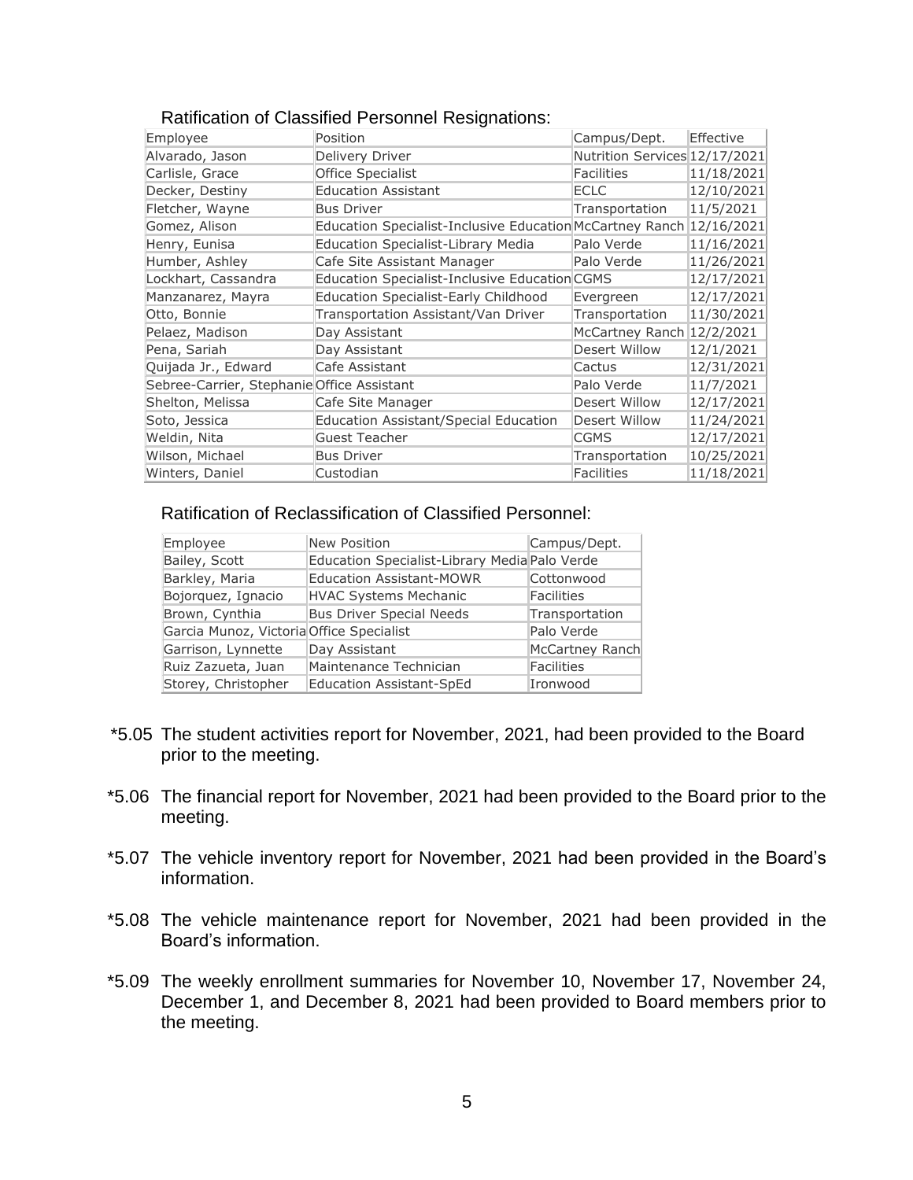Ratification of Classified Personnel Resignations:

| Employee | Position | Campus/Dept. | Effective |
|---|---|---|---|
| Alvarado, Jason | Delivery Driver | Nutrition Services | 12/17/2021 |
| Carlisle, Grace | Office Specialist | Facilities | 11/18/2021 |
| Decker, Destiny | Education Assistant | ECLC | 12/10/2021 |
| Fletcher, Wayne | Bus Driver | Transportation | 11/5/2021 |
| Gomez, Alison | Education Specialist-Inclusive Education | McCartney Ranch | 12/16/2021 |
| Henry, Eunisa | Education Specialist-Library Media | Palo Verde | 11/16/2021 |
| Humber, Ashley | Cafe Site Assistant Manager | Palo Verde | 11/26/2021 |
| Lockhart, Cassandra | Education Specialist-Inclusive Education | CGMS | 12/17/2021 |
| Manzanarez, Mayra | Education Specialist-Early Childhood | Evergreen | 12/17/2021 |
| Otto, Bonnie | Transportation Assistant/Van Driver | Transportation | 11/30/2021 |
| Pelaez, Madison | Day Assistant | McCartney Ranch | 12/2/2021 |
| Pena, Sariah | Day Assistant | Desert Willow | 12/1/2021 |
| Quijada Jr., Edward | Cafe Assistant | Cactus | 12/31/2021 |
| Sebree-Carrier, Stephanie | Office Assistant | Palo Verde | 11/7/2021 |
| Shelton, Melissa | Cafe Site Manager | Desert Willow | 12/17/2021 |
| Soto, Jessica | Education Assistant/Special Education | Desert Willow | 11/24/2021 |
| Weldin, Nita | Guest Teacher | CGMS | 12/17/2021 |
| Wilson, Michael | Bus Driver | Transportation | 10/25/2021 |
| Winters, Daniel | Custodian | Facilities | 11/18/2021 |

Ratification of Reclassification of Classified Personnel:

| Employee | New Position | Campus/Dept. |
|---|---|---|
| Bailey, Scott | Education Specialist-Library Media | Palo Verde |
| Barkley, Maria | Education Assistant-MOWR | Cottonwood |
| Bojorquez, Ignacio | HVAC Systems Mechanic | Facilities |
| Brown, Cynthia | Bus Driver Special Needs | Transportation |
| Garcia Munoz, Victoria | Office Specialist | Palo Verde |
| Garrison, Lynnette | Day Assistant | McCartney Ranch |
| Ruiz Zazueta, Juan | Maintenance Technician | Facilities |
| Storey, Christopher | Education Assistant-SpEd | Ironwood |

*5.05 The student activities report for November, 2021, had been provided to the Board prior to the meeting.

*5.06 The financial report for November, 2021 had been provided to the Board prior to the meeting.

*5.07 The vehicle inventory report for November, 2021 had been provided in the Board's information.

*5.08 The vehicle maintenance report for November, 2021 had been provided in the Board's information.

*5.09 The weekly enrollment summaries for November 10, November 17, November 24, December 1, and December 8, 2021 had been provided to Board members prior to the meeting.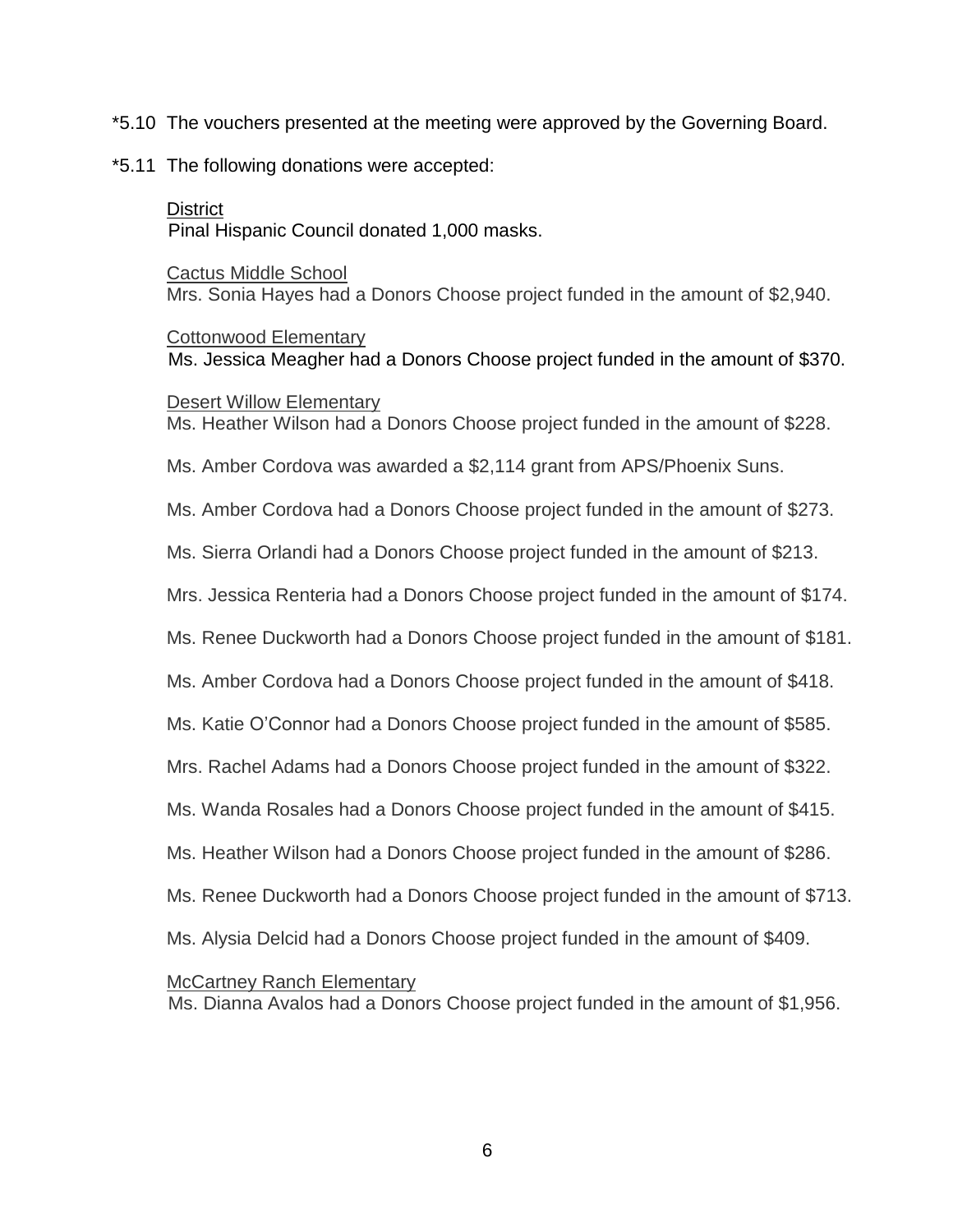*5.10 The vouchers presented at the meeting were approved by the Governing Board.

*5.11 The following donations were accepted:

<u>District</u>
Pinal Hispanic Council donated 1,000 masks.

<u>Cactus Middle School</u>
Mrs. Sonia Hayes had a Donors Choose project funded in the amount of $2,940.

<u>Cottonwood Elementary</u>
Ms. Jessica Meagher had a Donors Choose project funded in the amount of $370.

<u>Desert Willow Elementary</u>
Ms. Heather Wilson had a Donors Choose project funded in the amount of $228.

Ms. Amber Cordova was awarded a $2,114 grant from APS/Phoenix Suns.

Ms. Amber Cordova had a Donors Choose project funded in the amount of $273.

Ms. Sierra Orlandi had a Donors Choose project funded in the amount of $213.

Mrs. Jessica Renteria had a Donors Choose project funded in the amount of $174.

Ms. Renee Duckworth had a Donors Choose project funded in the amount of $181.

Ms. Amber Cordova had a Donors Choose project funded in the amount of $418.

Ms. Katie O'Connor had a Donors Choose project funded in the amount of $585.

Mrs. Rachel Adams had a Donors Choose project funded in the amount of $322.

Ms. Wanda Rosales had a Donors Choose project funded in the amount of $415.

Ms. Heather Wilson had a Donors Choose project funded in the amount of $286.

Ms. Renee Duckworth had a Donors Choose project funded in the amount of $713.

Ms. Alysia Delcid had a Donors Choose project funded in the amount of $409.

<u>McCartney Ranch Elementary</u>
Ms. Dianna Avalos had a Donors Choose project funded in the amount of $1,956.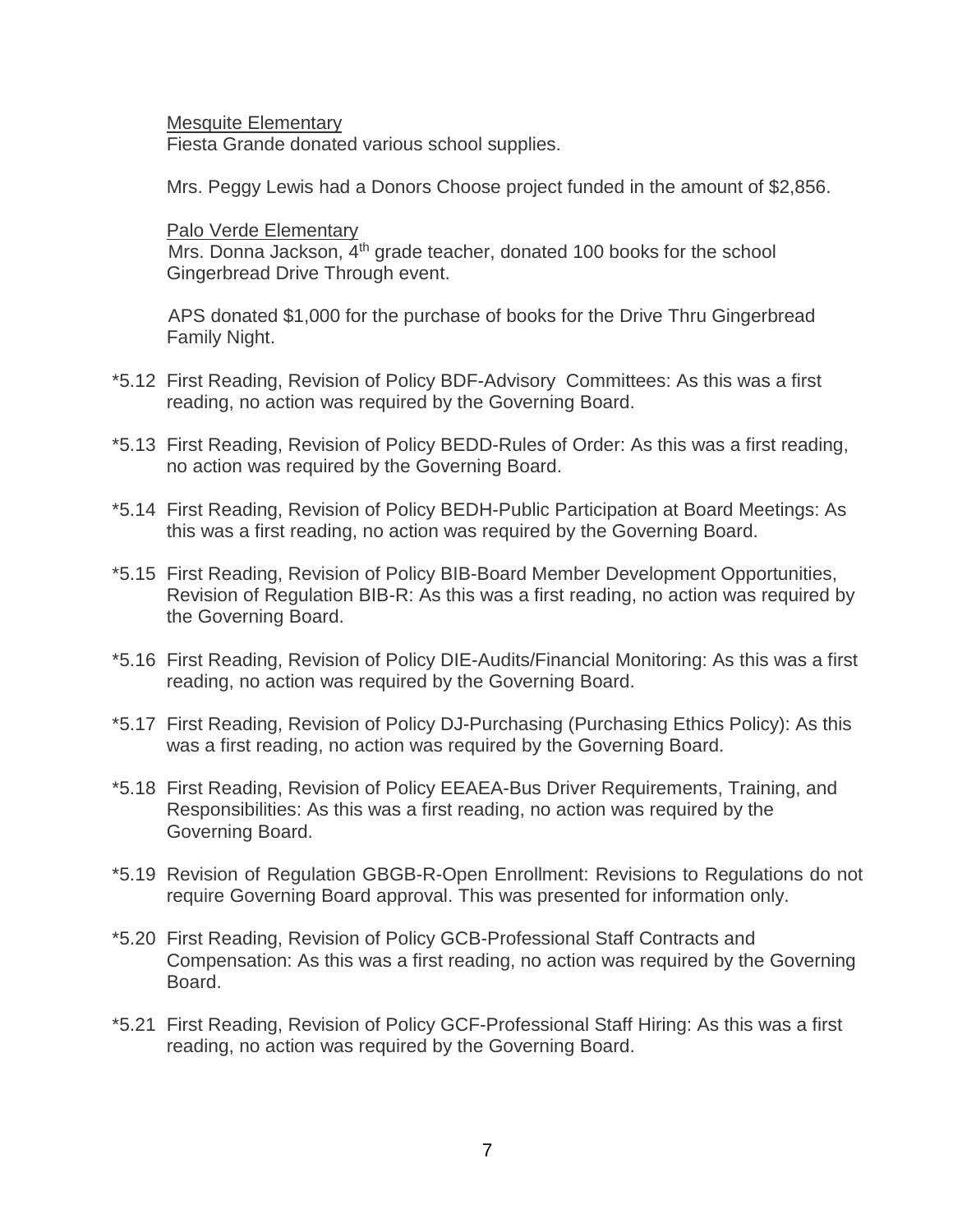Mesquite Elementary
Fiesta Grande donated various school supplies.

Mrs. Peggy Lewis had a Donors Choose project funded in the amount of $2,856.

Palo Verde Elementary
Mrs. Donna Jackson, 4th grade teacher, donated 100 books for the school Gingerbread Drive Through event.

APS donated $1,000 for the purchase of books for the Drive Thru Gingerbread Family Night.

*5.12 First Reading, Revision of Policy BDF-Advisory Committees: As this was a first reading, no action was required by the Governing Board.

*5.13 First Reading, Revision of Policy BEDD-Rules of Order: As this was a first reading, no action was required by the Governing Board.

*5.14 First Reading, Revision of Policy BEDH-Public Participation at Board Meetings: As this was a first reading, no action was required by the Governing Board.

*5.15 First Reading, Revision of Policy BIB-Board Member Development Opportunities, Revision of Regulation BIB-R: As this was a first reading, no action was required by the Governing Board.

*5.16 First Reading, Revision of Policy DIE-Audits/Financial Monitoring: As this was a first reading, no action was required by the Governing Board.

*5.17 First Reading, Revision of Policy DJ-Purchasing (Purchasing Ethics Policy): As this was a first reading, no action was required by the Governing Board.

*5.18 First Reading, Revision of Policy EEAEA-Bus Driver Requirements, Training, and Responsibilities: As this was a first reading, no action was required by the Governing Board.

*5.19 Revision of Regulation GBGB-R-Open Enrollment: Revisions to Regulations do not require Governing Board approval. This was presented for information only.

*5.20 First Reading, Revision of Policy GCB-Professional Staff Contracts and Compensation: As this was a first reading, no action was required by the Governing Board.

*5.21 First Reading, Revision of Policy GCF-Professional Staff Hiring: As this was a first reading, no action was required by the Governing Board.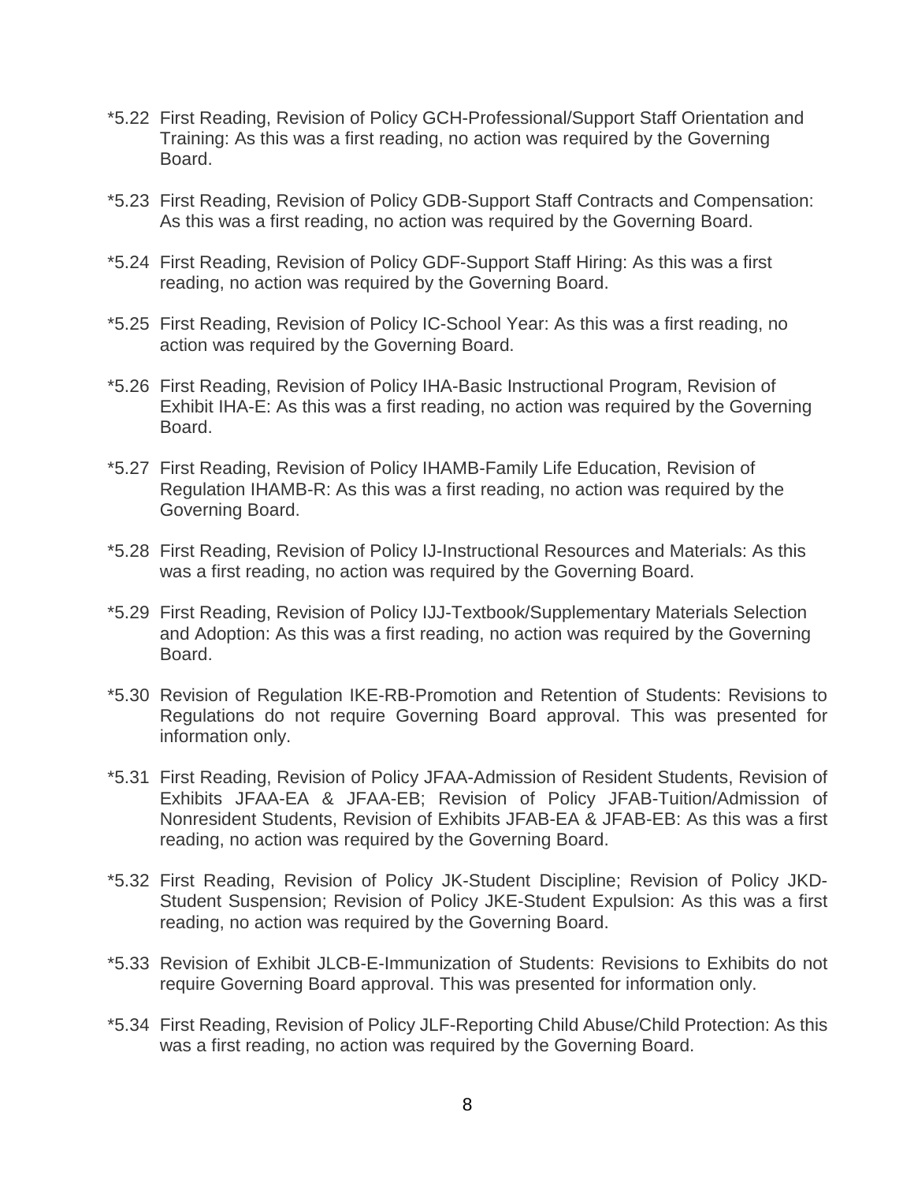*5.22 First Reading, Revision of Policy GCH-Professional/Support Staff Orientation and Training: As this was a first reading, no action was required by the Governing Board.

*5.23 First Reading, Revision of Policy GDB-Support Staff Contracts and Compensation: As this was a first reading, no action was required by the Governing Board.

*5.24 First Reading, Revision of Policy GDF-Support Staff Hiring: As this was a first reading, no action was required by the Governing Board.

*5.25 First Reading, Revision of Policy IC-School Year: As this was a first reading, no action was required by the Governing Board.

*5.26 First Reading, Revision of Policy IHA-Basic Instructional Program, Revision of Exhibit IHA-E: As this was a first reading, no action was required by the Governing Board.

*5.27 First Reading, Revision of Policy IHAMB-Family Life Education, Revision of Regulation IHAMB-R: As this was a first reading, no action was required by the Governing Board.

*5.28 First Reading, Revision of Policy IJ-Instructional Resources and Materials: As this was a first reading, no action was required by the Governing Board.

*5.29 First Reading, Revision of Policy IJJ-Textbook/Supplementary Materials Selection and Adoption: As this was a first reading, no action was required by the Governing Board.

*5.30 Revision of Regulation IKE-RB-Promotion and Retention of Students: Revisions to Regulations do not require Governing Board approval. This was presented for information only.

*5.31 First Reading, Revision of Policy JFAA-Admission of Resident Students, Revision of Exhibits JFAA-EA & JFAA-EB; Revision of Policy JFAB-Tuition/Admission of Nonresident Students, Revision of Exhibits JFAB-EA & JFAB-EB: As this was a first reading, no action was required by the Governing Board.

*5.32 First Reading, Revision of Policy JK-Student Discipline; Revision of Policy JKD-Student Suspension; Revision of Policy JKE-Student Expulsion: As this was a first reading, no action was required by the Governing Board.

*5.33 Revision of Exhibit JLCB-E-Immunization of Students: Revisions to Exhibits do not require Governing Board approval. This was presented for information only.

*5.34 First Reading, Revision of Policy JLF-Reporting Child Abuse/Child Protection: As this was a first reading, no action was required by the Governing Board.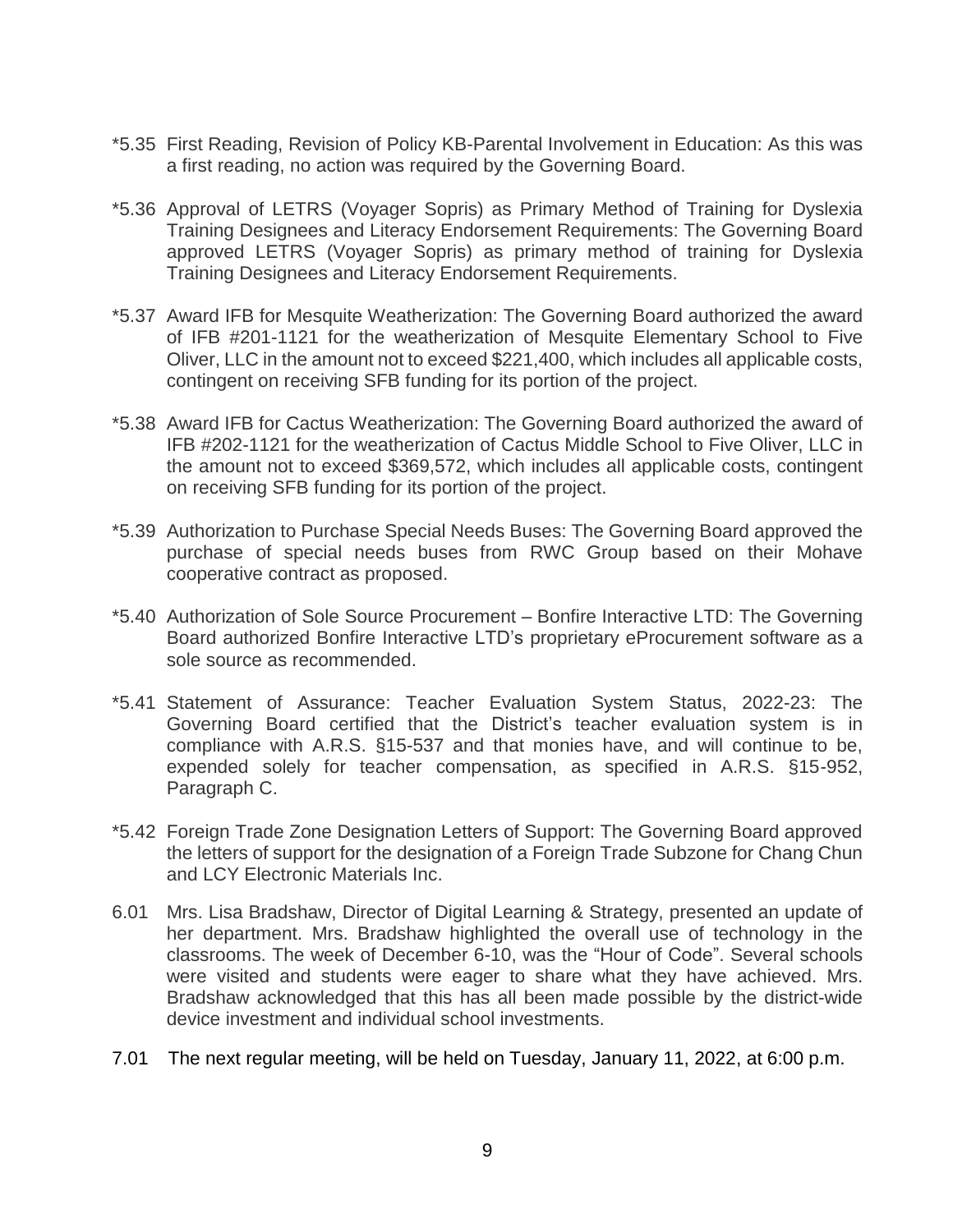*5.35 First Reading, Revision of Policy KB-Parental Involvement in Education: As this was a first reading, no action was required by the Governing Board.

*5.36 Approval of LETRS (Voyager Sopris) as Primary Method of Training for Dyslexia Training Designees and Literacy Endorsement Requirements: The Governing Board approved LETRS (Voyager Sopris) as primary method of training for Dyslexia Training Designees and Literacy Endorsement Requirements.

*5.37 Award IFB for Mesquite Weatherization: The Governing Board authorized the award of IFB #201-1121 for the weatherization of Mesquite Elementary School to Five Oliver, LLC in the amount not to exceed $221,400, which includes all applicable costs, contingent on receiving SFB funding for its portion of the project.

*5.38 Award IFB for Cactus Weatherization: The Governing Board authorized the award of IFB #202-1121 for the weatherization of Cactus Middle School to Five Oliver, LLC in the amount not to exceed $369,572, which includes all applicable costs, contingent on receiving SFB funding for its portion of the project.

*5.39 Authorization to Purchase Special Needs Buses: The Governing Board approved the purchase of special needs buses from RWC Group based on their Mohave cooperative contract as proposed.

*5.40 Authorization of Sole Source Procurement – Bonfire Interactive LTD: The Governing Board authorized Bonfire Interactive LTD's proprietary eProcurement software as a sole source as recommended.

*5.41 Statement of Assurance: Teacher Evaluation System Status, 2022-23: The Governing Board certified that the District's teacher evaluation system is in compliance with A.R.S. §15-537 and that monies have, and will continue to be, expended solely for teacher compensation, as specified in A.R.S. §15-952, Paragraph C.

*5.42 Foreign Trade Zone Designation Letters of Support: The Governing Board approved the letters of support for the designation of a Foreign Trade Subzone for Chang Chun and LCY Electronic Materials Inc.

6.01 Mrs. Lisa Bradshaw, Director of Digital Learning & Strategy, presented an update of her department. Mrs. Bradshaw highlighted the overall use of technology in the classrooms. The week of December 6-10, was the "Hour of Code". Several schools were visited and students were eager to share what they have achieved. Mrs. Bradshaw acknowledged that this has all been made possible by the district-wide device investment and individual school investments.

7.01 The next regular meeting, will be held on Tuesday, January 11, 2022, at 6:00 p.m.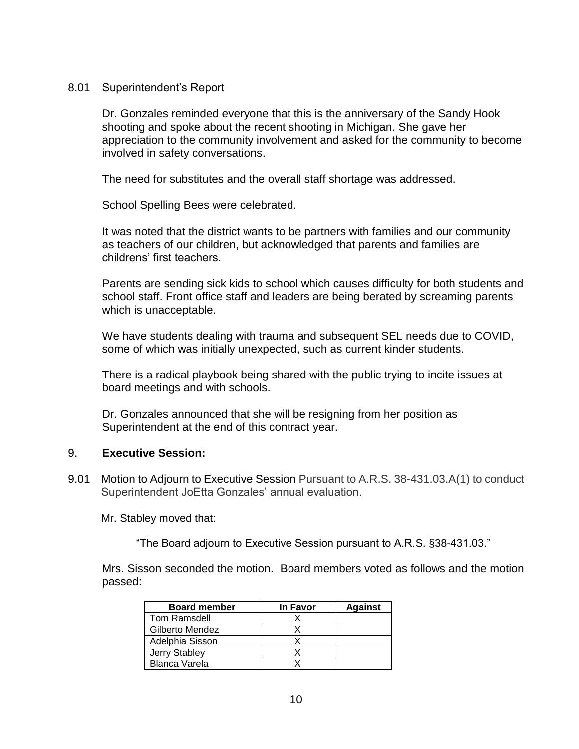8.01 Superintendent's Report

Dr. Gonzales reminded everyone that this is the anniversary of the Sandy Hook shooting and spoke about the recent shooting in Michigan. She gave her appreciation to the community involvement and asked for the community to become involved in safety conversations.

The need for substitutes and the overall staff shortage was addressed.

School Spelling Bees were celebrated.

It was noted that the district wants to be partners with families and our community as teachers of our children, but acknowledged that parents and families are childrens' first teachers.

Parents are sending sick kids to school which causes difficulty for both students and school staff. Front office staff and leaders are being berated by screaming parents which is unacceptable.

We have students dealing with trauma and subsequent SEL needs due to COVID, some of which was initially unexpected, such as current kinder students.

There is a radical playbook being shared with the public trying to incite issues at board meetings and with schools.

Dr. Gonzales announced that she will be resigning from her position as Superintendent at the end of this contract year.

## 9. **Executive Session:**

9.01 Motion to Adjourn to Executive Session Pursuant to A.R.S. 38-431.03.A(1) to conduct Superintendent JoEtta Gonzales' annual evaluation.

Mr. Stabley moved that:

"The Board adjourn to Executive Session pursuant to A.R.S. §38-431.03."

Mrs. Sisson seconded the motion. Board members voted as follows and the motion passed:

| Board member | In Favor | Against |
|---|---|---|
| Tom Ramsdell | X | |
| Gilberto Mendez | X | |
| Adelphia Sisson | X | |
| Jerry Stabley | X | |
| Blanca Varela | X | |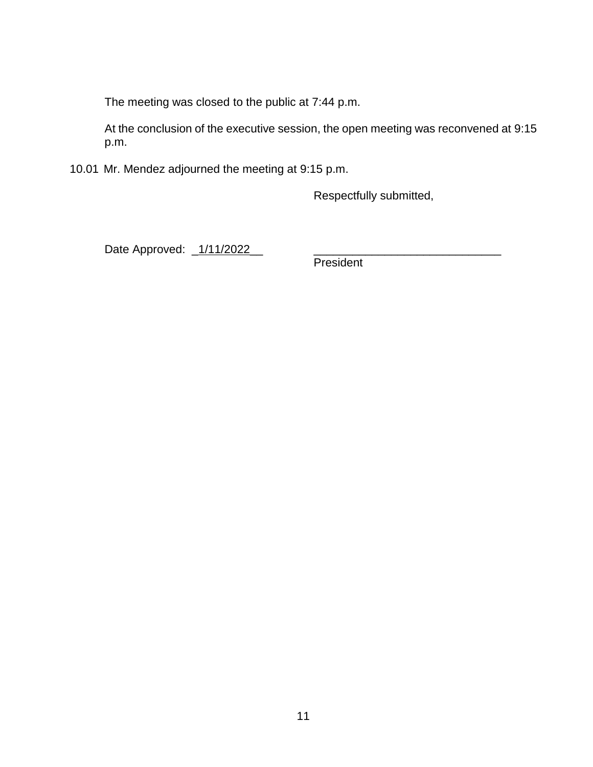The meeting was closed to the public at 7:44 p.m.

At the conclusion of the executive session, the open meeting was reconvened at 9:15 p.m.

10.01 Mr. Mendez adjourned the meeting at 9:15 p.m.

Respectfully submitted,

Date Approved: _1/11/2022__

______________________________
President